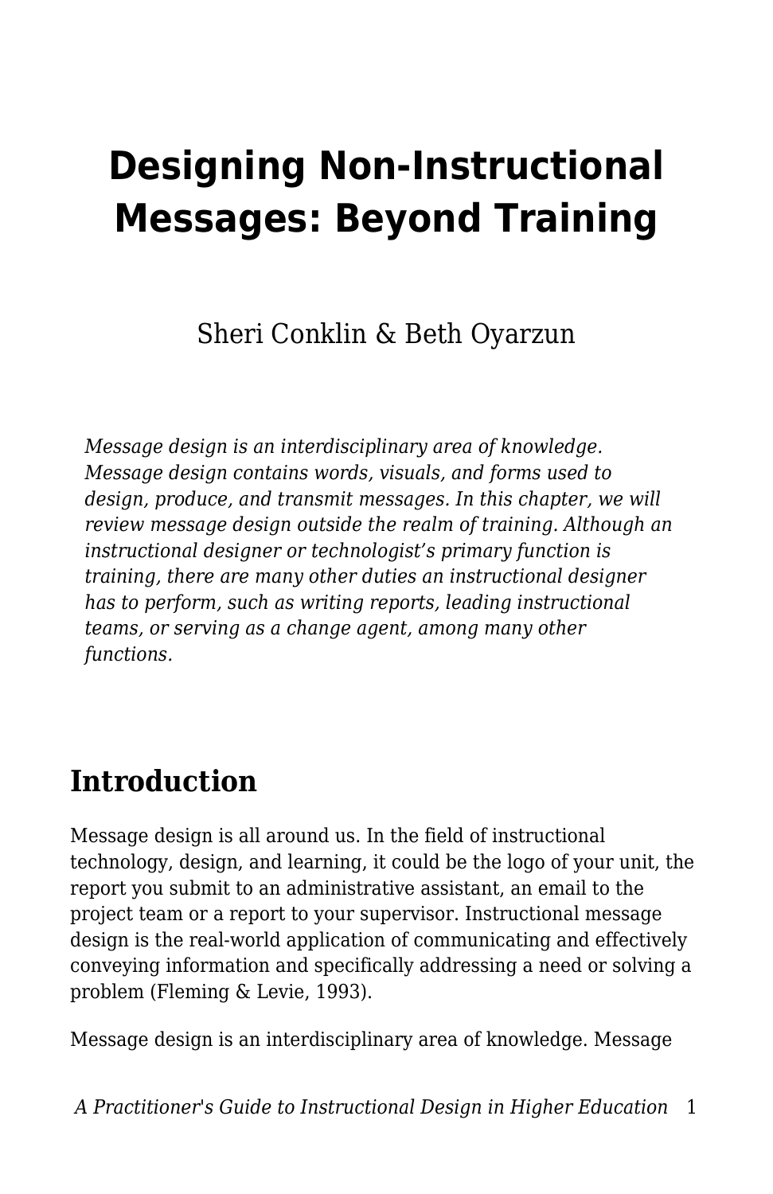# Designing Non-Instructional Messages: Beyond Training

Sheri Conklin & Beth Oyarzun

*Message design is an interdisciplinary area of knowledge. Message design contains words, visuals, and forms used to design, produce, and transmit messages. In this chapter, we will review message design outside the realm of training. Although an instructional designer or technologist's primary function is training, there are many other duties an instructional designer has to perform, such as writing reports, leading instructional teams, or serving as a change agent, among many other functions.*

## Introduction

Message design is all around us. In the field of instructional technology, design, and learning, it could be the logo of your unit, the report you submit to an administrative assistant, an email to the project team or a report to your supervisor. Instructional message design is the real-world application of communicating and effectively conveying information and specifically addressing a need or solving a problem (Fleming & Levie, 1993).

Message design is an interdisciplinary area of knowledge. Message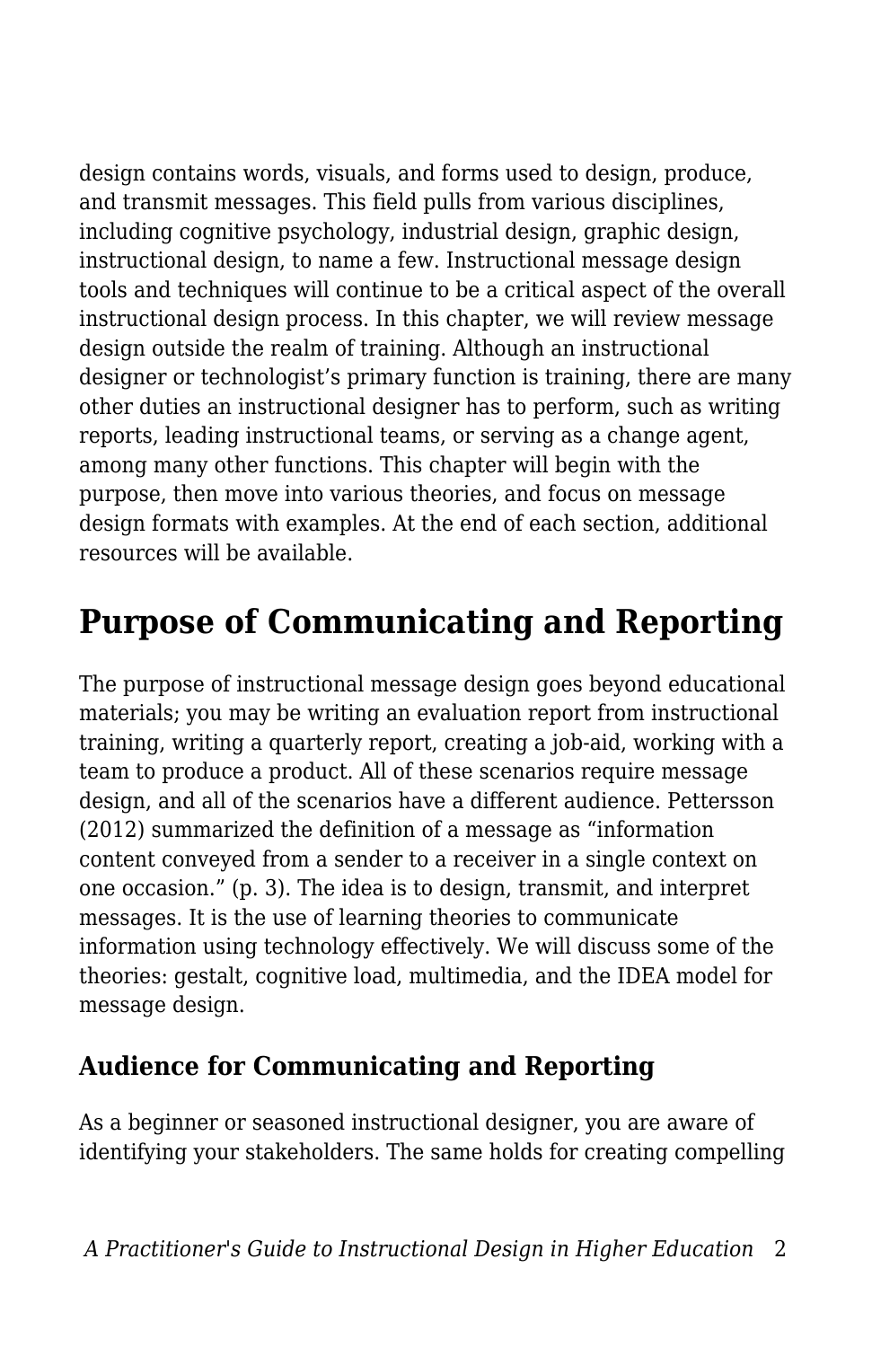design contains words, visuals, and forms used to design, produce, and transmit messages. This field pulls from various disciplines, including cognitive psychology, industrial design, graphic design, instructional design, to name a few. Instructional message design tools and techniques will continue to be a critical aspect of the overall instructional design process. In this chapter, we will review message design outside the realm of training. Although an instructional designer or technologist's primary function is training, there are many other duties an instructional designer has to perform, such as writing reports, leading instructional teams, or serving as a change agent, among many other functions. This chapter will begin with the purpose, then move into various theories, and focus on message design formats with examples. At the end of each section, additional resources will be available.

## Purpose of Communicating and Reporting

The purpose of instructional message design goes beyond educational materials; you may be writing an evaluation report from instructional training, writing a quarterly report, creating a job-aid, working with a team to produce a product. All of these scenarios require message design, and all of the scenarios have a different audience. Pettersson (2012) summarized the definition of a message as "information content conveyed from a sender to a receiver in a single context on one occasion." (p. 3). The idea is to design, transmit, and interpret messages. It is the use of learning theories to communicate information using technology effectively. We will discuss some of the theories: gestalt, cognitive load, multimedia, and the IDEA model for message design.

### Audience for Communicating and Reporting

As a beginner or seasoned instructional designer, you are aware of identifying your stakeholders. The same holds for creating compelling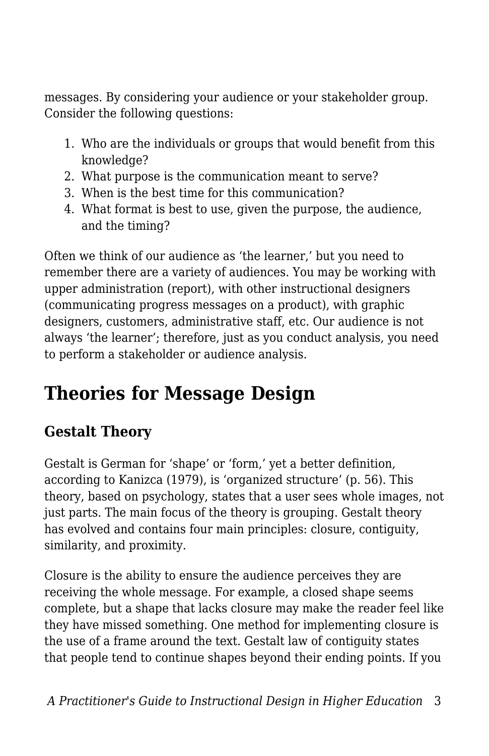messages. By considering your audience or your stakeholder group. Consider the following questions:

1. Who are the individuals or groups that would benefit from this knowledge?
2. What purpose is the communication meant to serve?
3. When is the best time for this communication?
4. What format is best to use, given the purpose, the audience, and the timing?

Often we think of our audience as 'the learner,' but you need to remember there are a variety of audiences. You may be working with upper administration (report), with other instructional designers (communicating progress messages on a product), with graphic designers, customers, administrative staff, etc. Our audience is not always 'the learner'; therefore, just as you conduct analysis, you need to perform a stakeholder or audience analysis.

## Theories for Message Design

### Gestalt Theory

Gestalt is German for 'shape' or 'form,' yet a better definition, according to Kanizca (1979), is 'organized structure' (p. 56). This theory, based on psychology, states that a user sees whole images, not just parts. The main focus of the theory is grouping. Gestalt theory has evolved and contains four main principles: closure, contiguity, similarity, and proximity.

Closure is the ability to ensure the audience perceives they are receiving the whole message. For example, a closed shape seems complete, but a shape that lacks closure may make the reader feel like they have missed something. One method for implementing closure is the use of a frame around the text. Gestalt law of contiguity states that people tend to continue shapes beyond their ending points. If you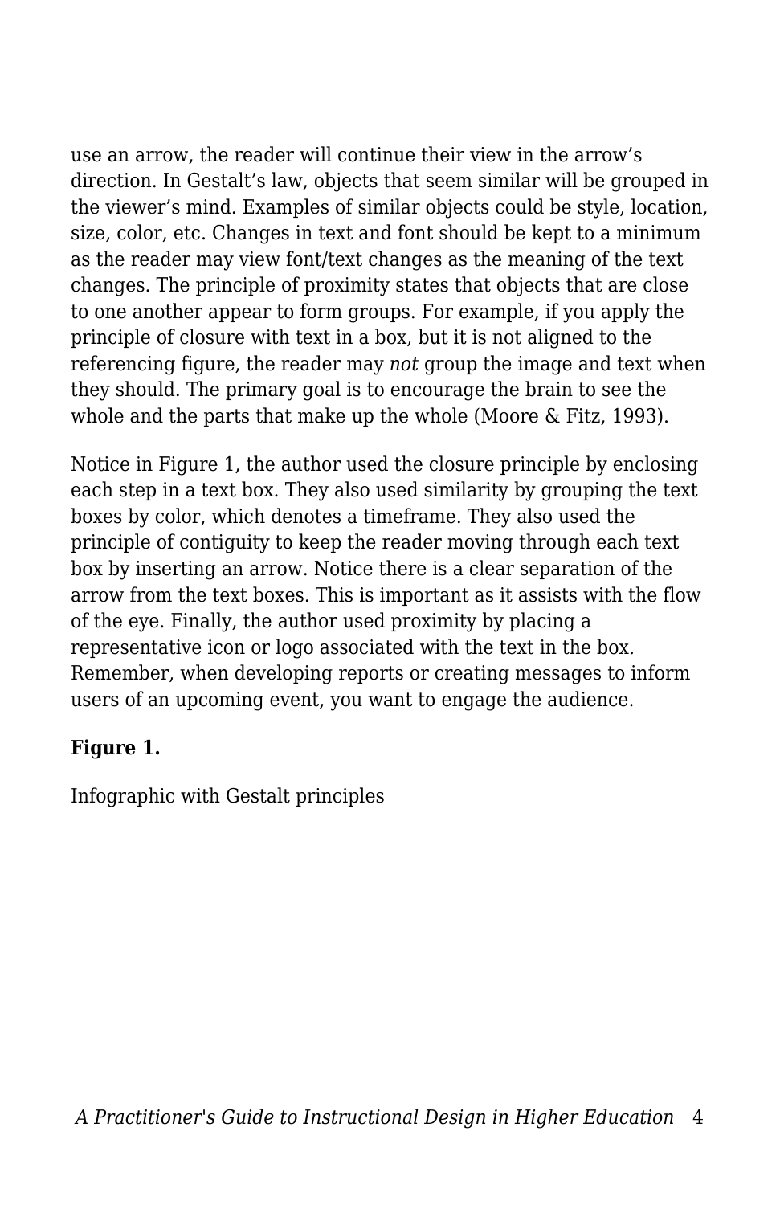use an arrow, the reader will continue their view in the arrow's direction. In Gestalt's law, objects that seem similar will be grouped in the viewer's mind. Examples of similar objects could be style, location, size, color, etc. Changes in text and font should be kept to a minimum as the reader may view font/text changes as the meaning of the text changes. The principle of proximity states that objects that are close to one another appear to form groups. For example, if you apply the principle of closure with text in a box, but it is not aligned to the referencing figure, the reader may *not* group the image and text when they should. The primary goal is to encourage the brain to see the whole and the parts that make up the whole (Moore & Fitz, 1993).

Notice in Figure 1, the author used the closure principle by enclosing each step in a text box. They also used similarity by grouping the text boxes by color, which denotes a timeframe. They also used the principle of contiguity to keep the reader moving through each text box by inserting an arrow. Notice there is a clear separation of the arrow from the text boxes. This is important as it assists with the flow of the eye. Finally, the author used proximity by placing a representative icon or logo associated with the text in the box. Remember, when developing reports or creating messages to inform users of an upcoming event, you want to engage the audience.

**Figure 1.**

Infographic with Gestalt principles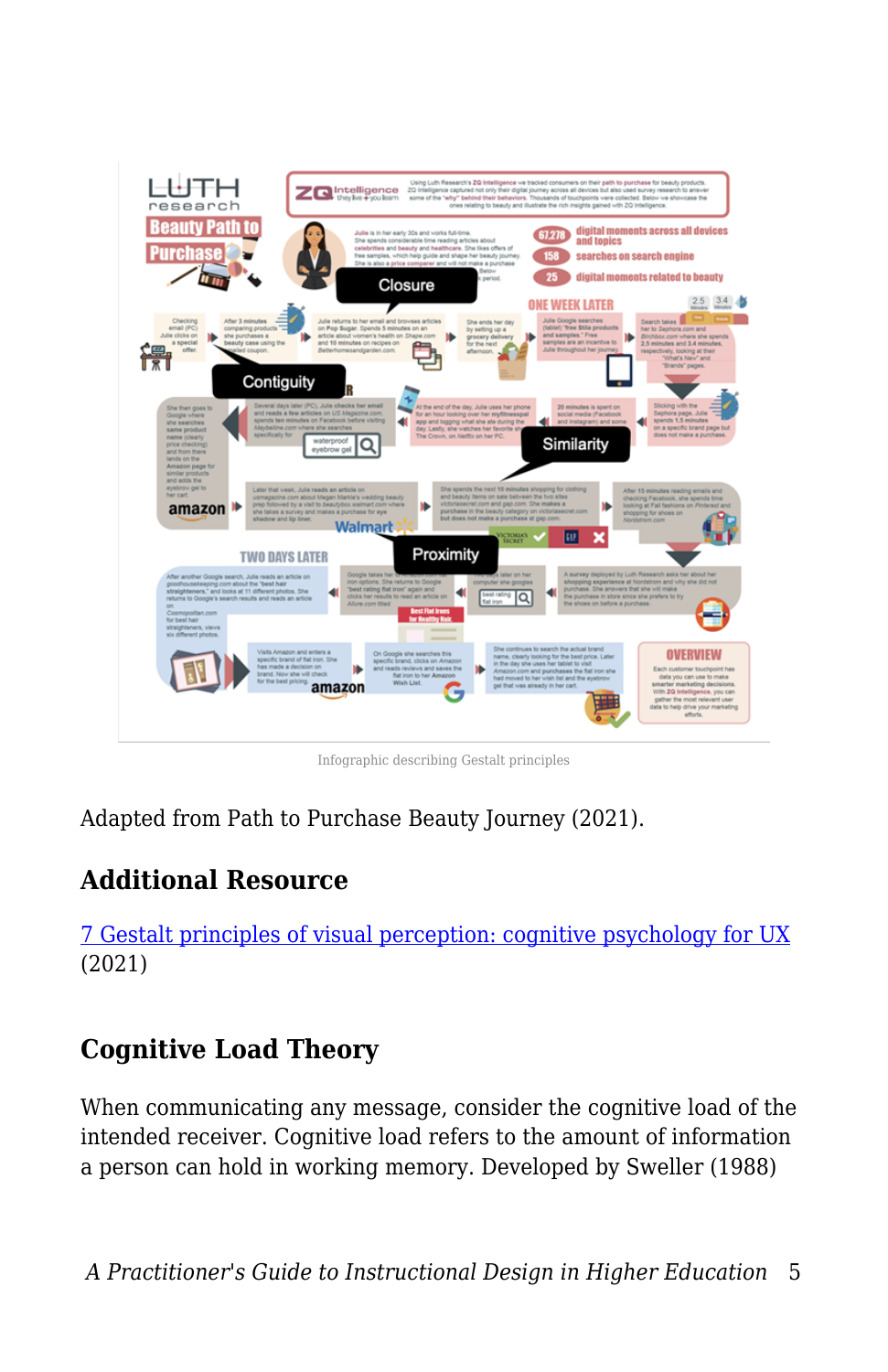Infographic describing Gestalt principles

Adapted from Path to Purchase Beauty Journey (2021).

## Additional Resource

7 Gestalt principles of visual perception: cognitive psychology for UX (2021)

## Cognitive Load Theory

When communicating any message, consider the cognitive load of the intended receiver. Cognitive load refers to the amount of information a person can hold in working memory. Developed by Sweller (1988)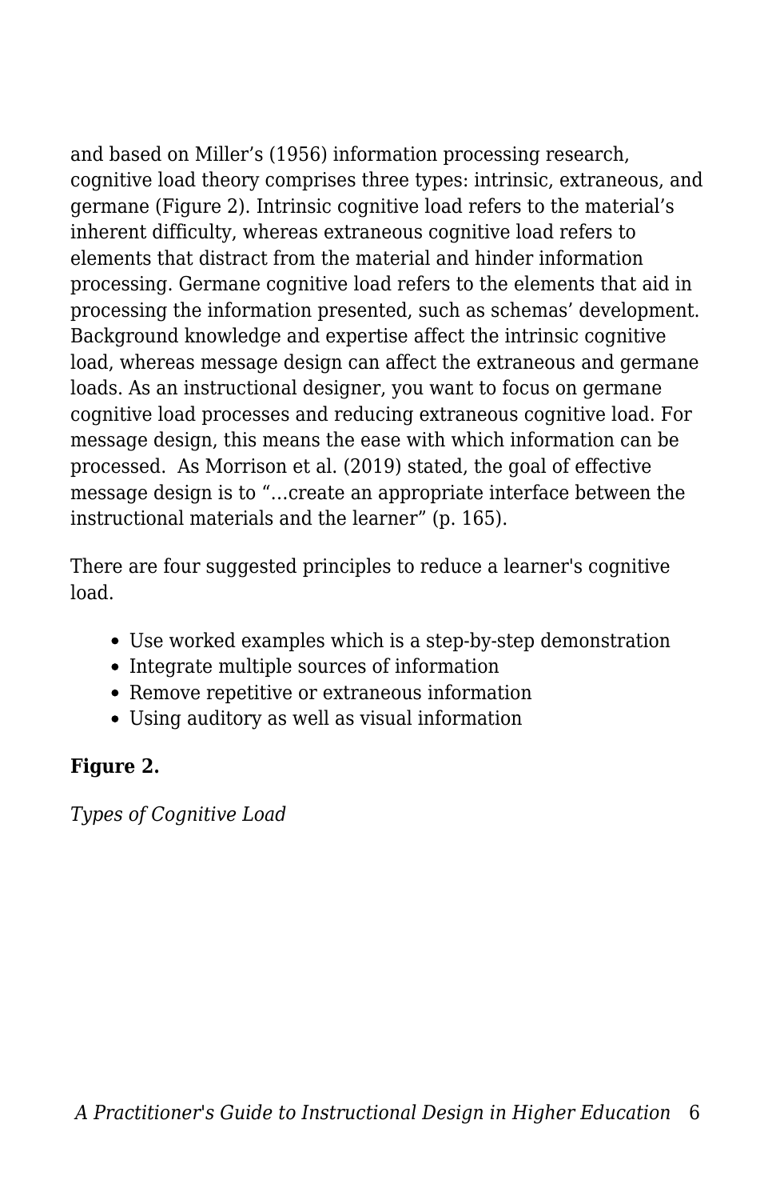and based on Miller’s (1956) information processing research, cognitive load theory comprises three types: intrinsic, extraneous, and germane (Figure 2). Intrinsic cognitive load refers to the material’s inherent difficulty, whereas extraneous cognitive load refers to elements that distract from the material and hinder information processing. Germane cognitive load refers to the elements that aid in processing the information presented, such as schemas’ development. Background knowledge and expertise affect the intrinsic cognitive load, whereas message design can affect the extraneous and germane loads. As an instructional designer, you want to focus on germane cognitive load processes and reducing extraneous cognitive load. For message design, this means the ease with which information can be processed. As Morrison et al. (2019) stated, the goal of effective message design is to “…create an appropriate interface between the instructional materials and the learner” (p. 165).

There are four suggested principles to reduce a learner's cognitive load.

- Use worked examples which is a step-by-step demonstration
- Integrate multiple sources of information
- Remove repetitive or extraneous information
- Using auditory as well as visual information

**Figure 2.**

*Types of Cognitive Load*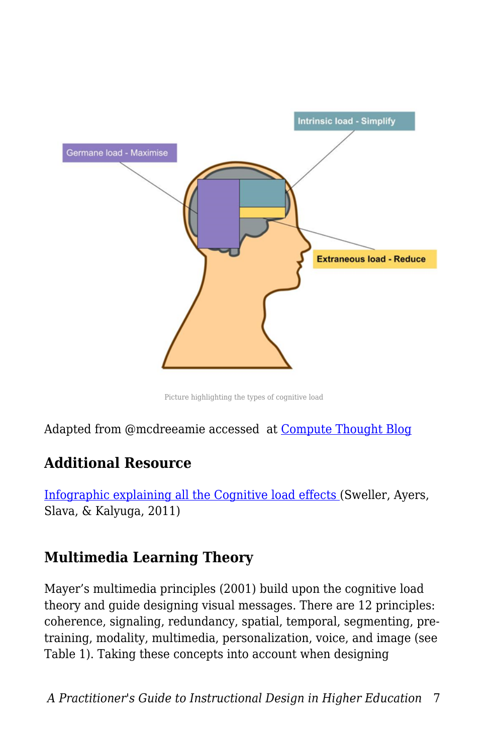Picture highlighting the types of cognitive load

Adapted from @mcdreeamie accessed at Compute Thought Blog

### Additional Resource

Infographic explaining all the Cognitive load effects (Sweller, Ayers, Slava, & Kalyuga, 2011)

### Multimedia Learning Theory

Mayer's multimedia principles (2001) build upon the cognitive load theory and guide designing visual messages. There are 12 principles: coherence, signaling, redundancy, spatial, temporal, segmenting, pre-training, modality, multimedia, personalization, voice, and image (see Table 1). Taking these concepts into account when designing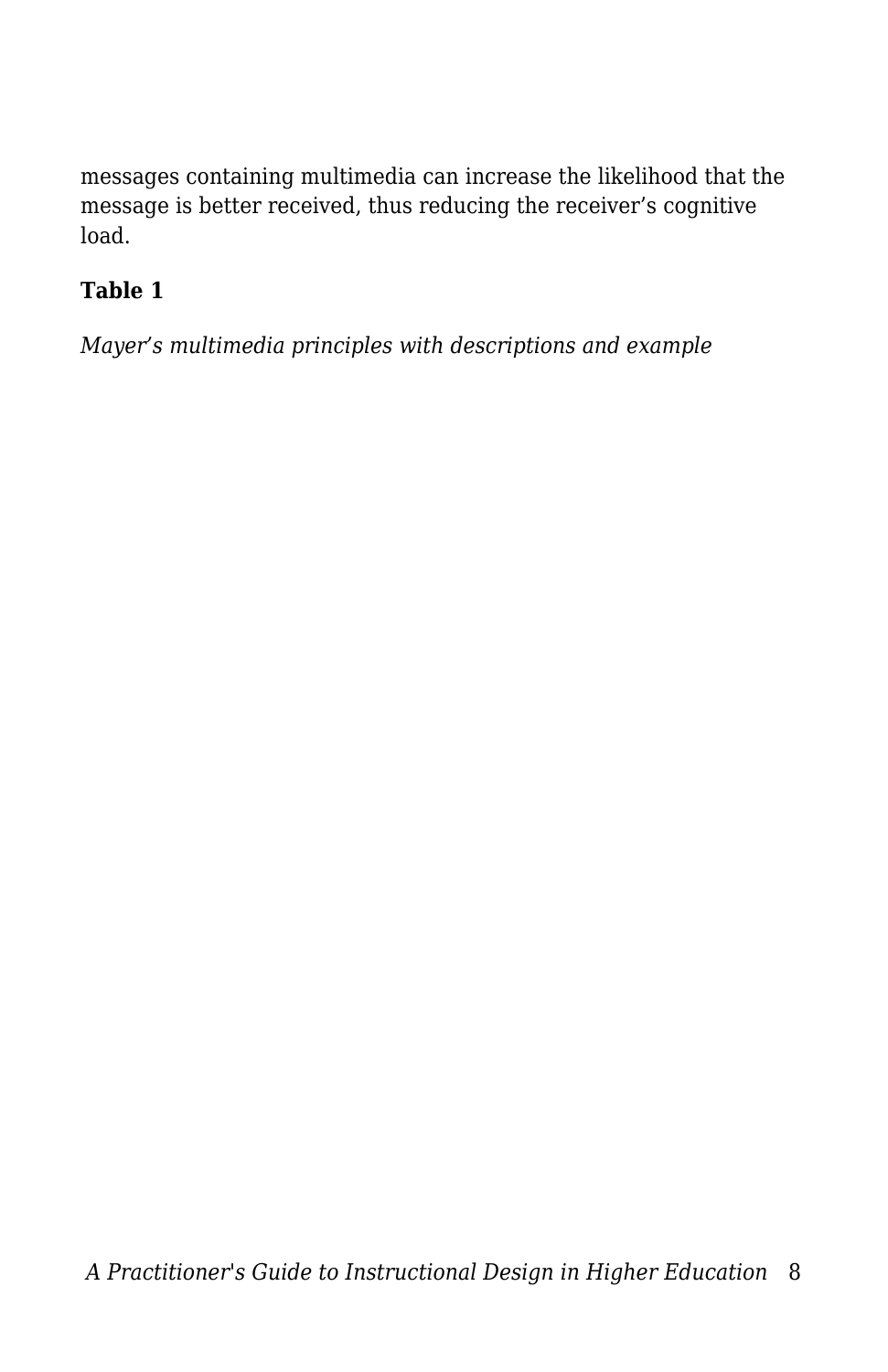messages containing multimedia can increase the likelihood that the message is better received, thus reducing the receiver's cognitive load.

**Table 1**

*Mayer's multimedia principles with descriptions and example*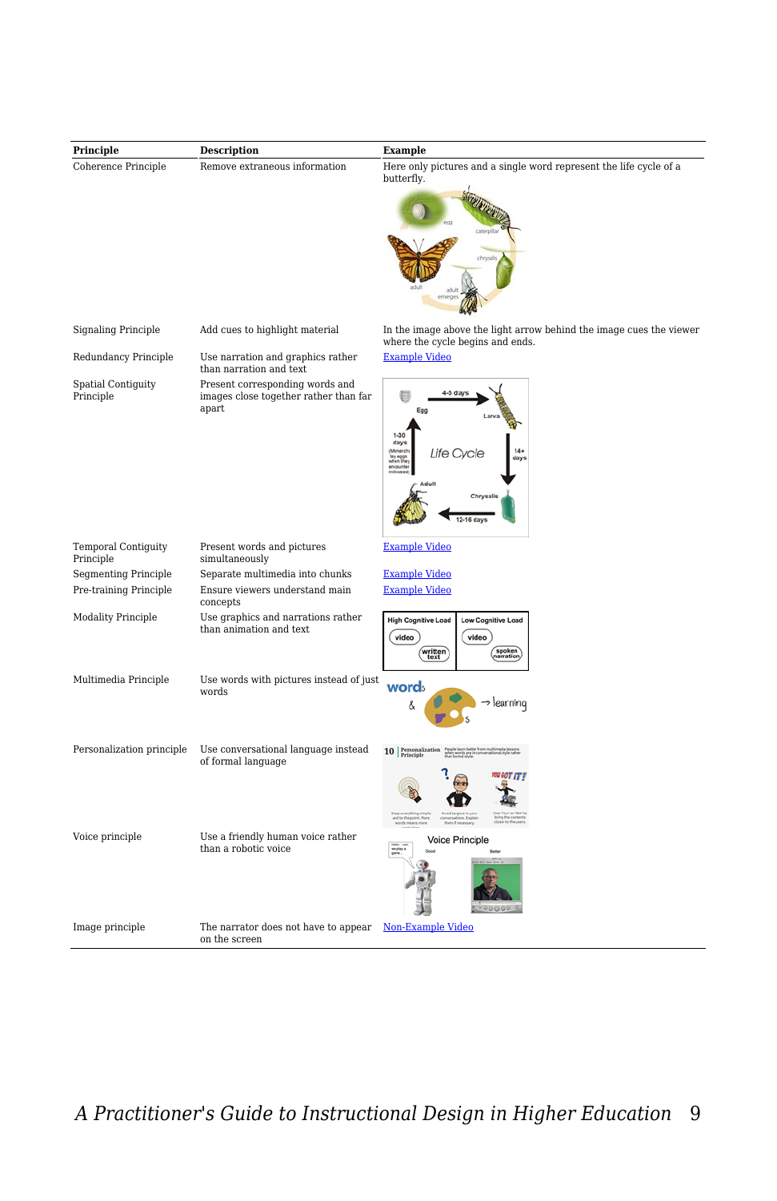| Principle | Description | Example |
|---|---|---|
| Coherence Principle | Remove extraneous information | Here only pictures and a single word represent the life cycle of a butterfly. |
| Signaling Principle | Add cues to highlight material | In the image above the light arrow behind the image cues the viewer where the cycle begins and ends. |
| Redundancy Principle | Use narration and graphics rather than narration and text | Example Video |
| Spatial Contiguity Principle | Present corresponding words and images close together rather than far apart | |
| Temporal Contiguity Principle | Present words and pictures simultaneously | Example Video |
| Segmenting Principle | Separate multimedia into chunks | Example Video |
| Pre-training Principle | Ensure viewers understand main concepts | Example Video |
| Modality Principle | Use graphics and narrations rather than animation and text | |
| Multimedia Principle | Use words with pictures instead of just words | |
| Personalization principle | Use conversational language instead of formal language | |
| Voice principle | Use a friendly human voice rather than a robotic voice | |
| Image principle | The narrator does not have to appear on the screen | Non-Example Video |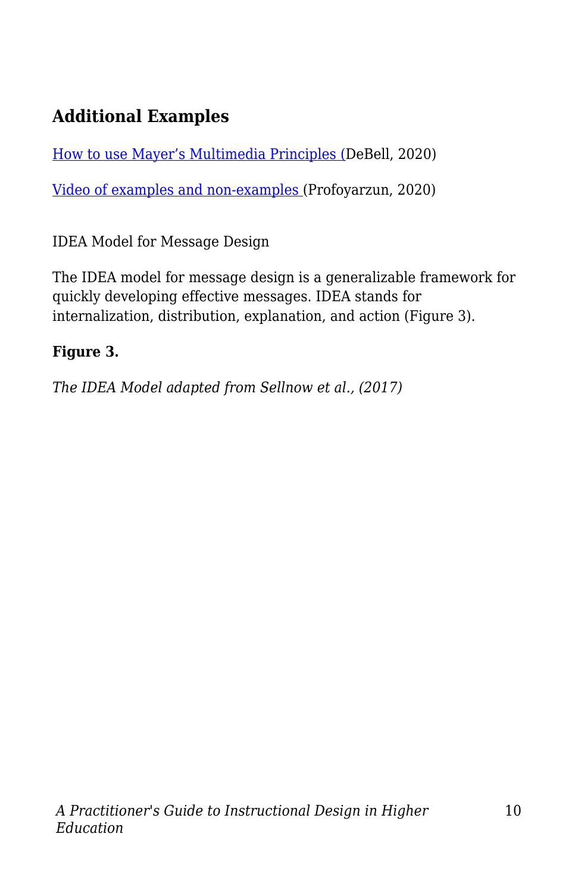### Additional Examples

How to use Mayer’s Multimedia Principles (DeBell, 2020)

Video of examples and non-examples (Profoyarzun, 2020)

IDEA Model for Message Design

The IDEA model for message design is a generalizable framework for quickly developing effective messages. IDEA stands for internalization, distribution, explanation, and action (Figure 3).

**Figure 3.**

*The IDEA Model adapted from Sellnow et al., (2017)*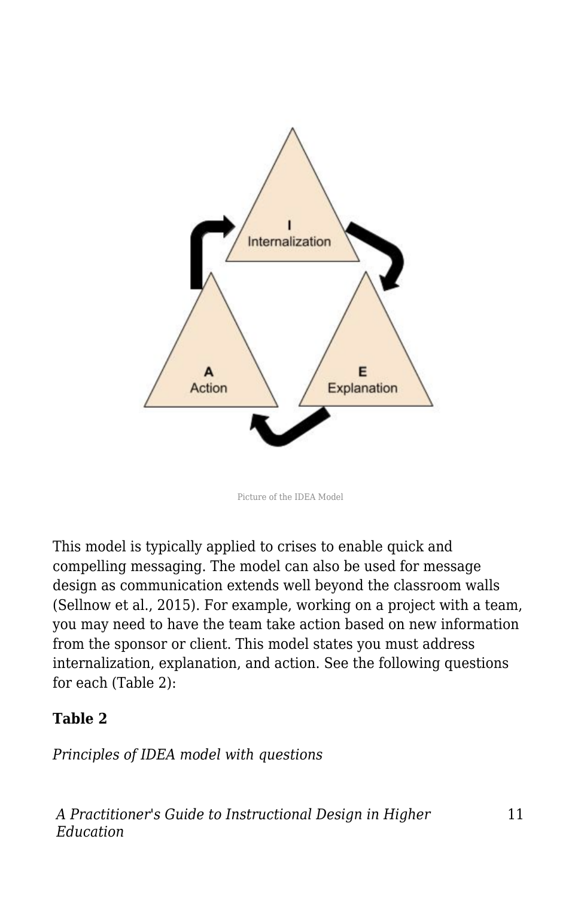Picture of the IDEA Model

This model is typically applied to crises to enable quick and compelling messaging. The model can also be used for message design as communication extends well beyond the classroom walls (Sellnow et al., 2015). For example, working on a project with a team, you may need to have the team take action based on new information from the sponsor or client. This model states you must address internalization, explanation, and action. See the following questions for each (Table 2):

**Table 2**

*Principles of IDEA model with questions*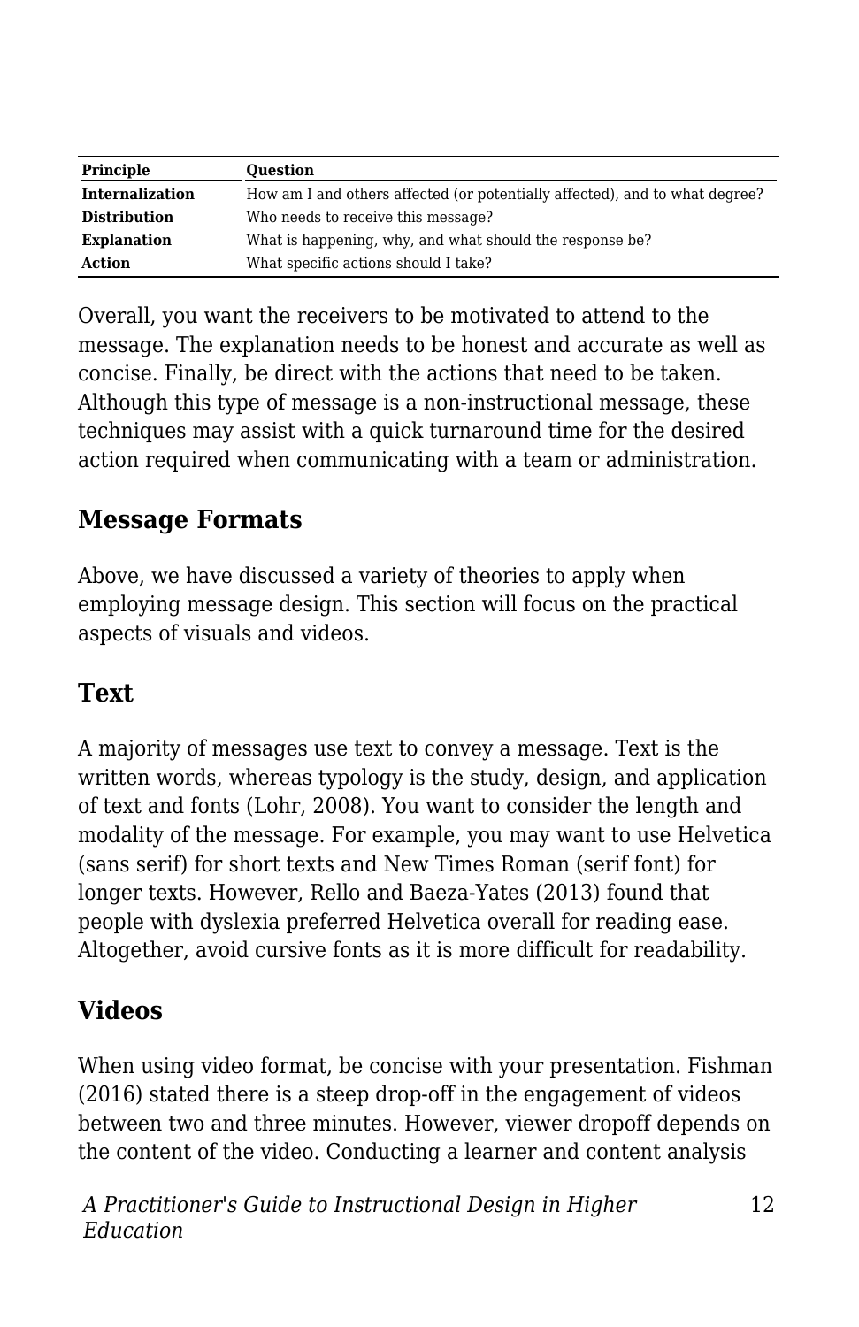| Principle | Question |
|---|---|
| **Internalization** | How am I and others affected (or potentially affected), and to what degree? |
| **Distribution** | Who needs to receive this message? |
| **Explanation** | What is happening, why, and what should the response be? |
| **Action** | What specific actions should I take? |

Overall, you want the receivers to be motivated to attend to the message. The explanation needs to be honest and accurate as well as concise. Finally, be direct with the actions that need to be taken. Although this type of message is a non-instructional message, these techniques may assist with a quick turnaround time for the desired action required when communicating with a team or administration.

## Message Formats

Above, we have discussed a variety of theories to apply when employing message design. This section will focus on the practical aspects of visuals and videos.

## Text

A majority of messages use text to convey a message. Text is the written words, whereas typology is the study, design, and application of text and fonts (Lohr, 2008). You want to consider the length and modality of the message. For example, you may want to use Helvetica (sans serif) for short texts and New Times Roman (serif font) for longer texts. However, Rello and Baeza-Yates (2013) found that people with dyslexia preferred Helvetica overall for reading ease. Altogether, avoid cursive fonts as it is more difficult for readability.

## Videos

When using video format, be concise with your presentation. Fishman (2016) stated there is a steep drop-off in the engagement of videos between two and three minutes. However, viewer dropoff depends on the content of the video. Conducting a learner and content analysis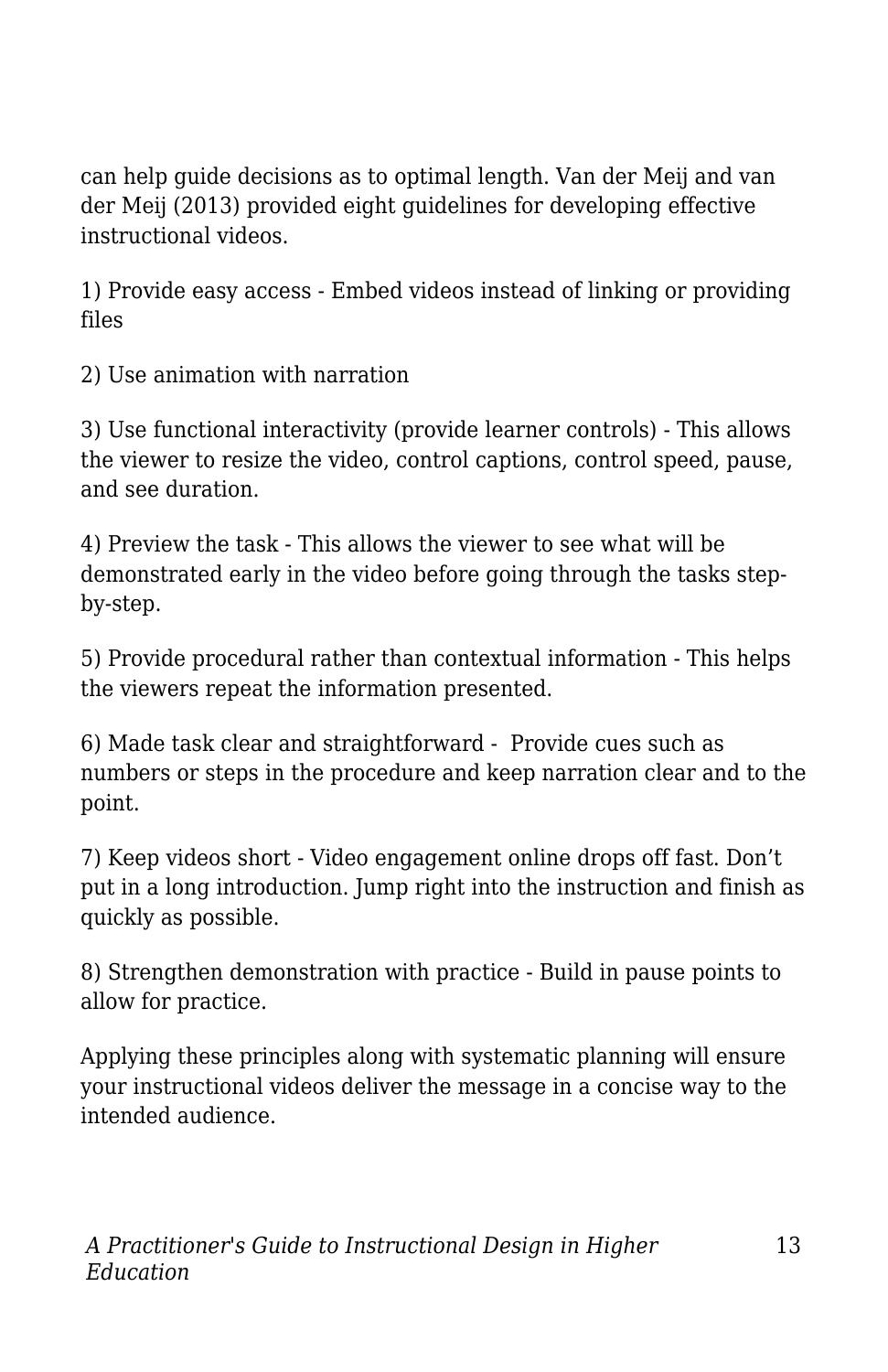can help guide decisions as to optimal length. Van der Meij and van der Meij (2013) provided eight guidelines for developing effective instructional videos.

1) Provide easy access - Embed videos instead of linking or providing files

2) Use animation with narration

3) Use functional interactivity (provide learner controls) - This allows the viewer to resize the video, control captions, control speed, pause, and see duration.

4) Preview the task - This allows the viewer to see what will be demonstrated early in the video before going through the tasks step-by-step.

5) Provide procedural rather than contextual information - This helps the viewers repeat the information presented.

6) Made task clear and straightforward - Provide cues such as numbers or steps in the procedure and keep narration clear and to the point.

7) Keep videos short - Video engagement online drops off fast. Don't put in a long introduction. Jump right into the instruction and finish as quickly as possible.

8) Strengthen demonstration with practice - Build in pause points to allow for practice.

Applying these principles along with systematic planning will ensure your instructional videos deliver the message in a concise way to the intended audience.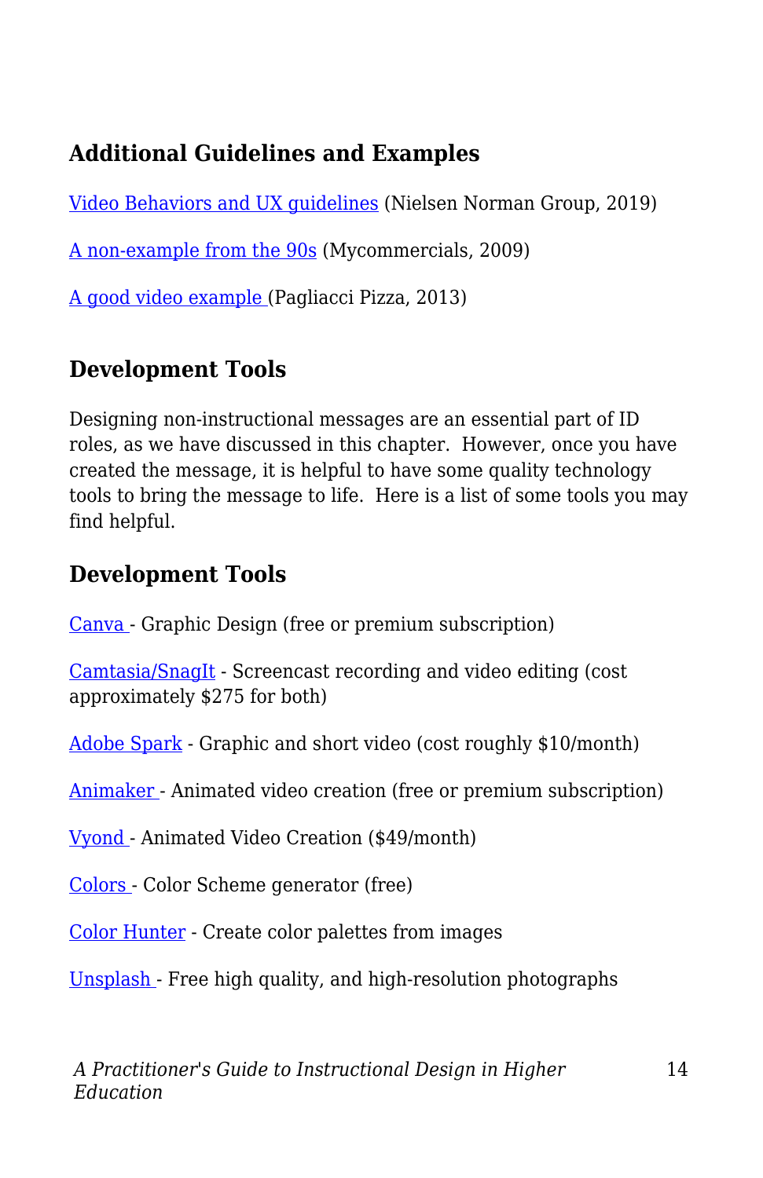### Additional Guidelines and Examples

Video Behaviors and UX guidelines (Nielsen Norman Group, 2019)

A non-example from the 90s (Mycommercials, 2009)

A good video example (Pagliacci Pizza, 2013)

### Development Tools

Designing non-instructional messages are an essential part of ID roles, as we have discussed in this chapter. However, once you have created the message, it is helpful to have some quality technology tools to bring the message to life. Here is a list of some tools you may find helpful.

### Development Tools

Canva - Graphic Design (free or premium subscription)

Camtasia/SnagIt - Screencast recording and video editing (cost approximately $275 for both)

Adobe Spark - Graphic and short video (cost roughly $10/month)

Animaker - Animated video creation (free or premium subscription)

Vyond - Animated Video Creation ($49/month)

Colors - Color Scheme generator (free)

Color Hunter - Create color palettes from images

Unsplash - Free high quality, and high-resolution photographs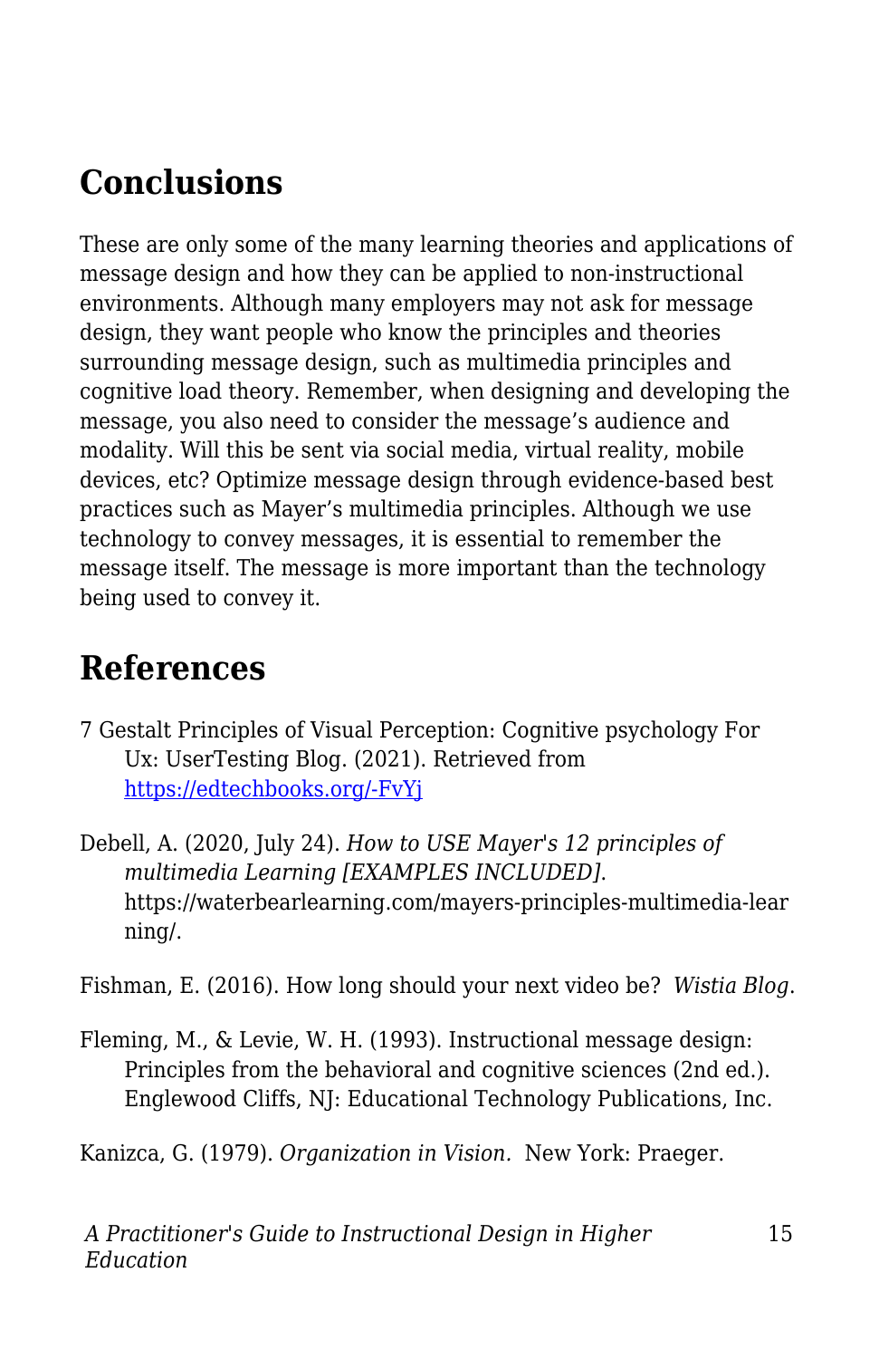## Conclusions

These are only some of the many learning theories and applications of message design and how they can be applied to non-instructional environments. Although many employers may not ask for message design, they want people who know the principles and theories surrounding message design, such as multimedia principles and cognitive load theory. Remember, when designing and developing the message, you also need to consider the message's audience and modality. Will this be sent via social media, virtual reality, mobile devices, etc? Optimize message design through evidence-based best practices such as Mayer's multimedia principles. Although we use technology to convey messages, it is essential to remember the message itself. The message is more important than the technology being used to convey it.

## References

7 Gestalt Principles of Visual Perception: Cognitive psychology For Ux: UserTesting Blog. (2021). Retrieved from [https://edtechbooks.org/-FvYj](https://edtechbooks.org/-FvYj)

Debell, A. (2020, July 24). *How to USE Mayer's 12 principles of multimedia Learning [EXAMPLES INCLUDED].* https://waterbearlearning.com/mayers-principles-multimedia-learning/.

Fishman, E. (2016). How long should your next video be? *Wistia Blog*.

Fleming, M., & Levie, W. H. (1993). Instructional message design: Principles from the behavioral and cognitive sciences (2nd ed.). Englewood Cliffs, NJ: Educational Technology Publications, Inc.

Kanizca, G. (1979). *Organization in Vision.* New York: Praeger.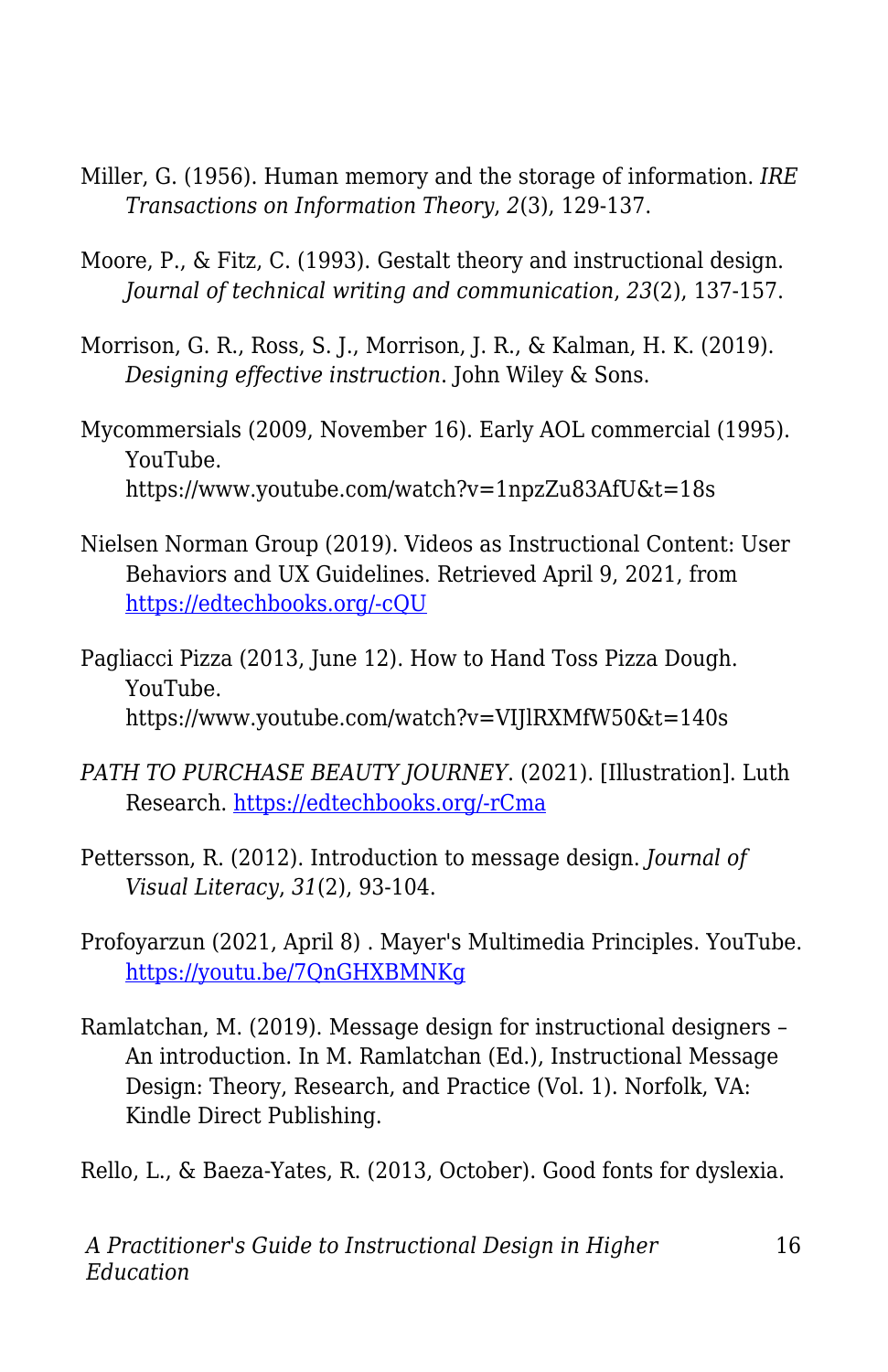Miller, G. (1956). Human memory and the storage of information. *IRE Transactions on Information Theory*, *2*(3), 129-137.

Moore, P., & Fitz, C. (1993). Gestalt theory and instructional design. *Journal of technical writing and communication*, *23*(2), 137-157.

Morrison, G. R., Ross, S. J., Morrison, J. R., & Kalman, H. K. (2019). *Designing effective instruction*. John Wiley & Sons.

Mycommersials (2009, November 16). Early AOL commercial (1995). YouTube. https://www.youtube.com/watch?v=1npzZu83AfU&t=18s

Nielsen Norman Group (2019). Videos as Instructional Content: User Behaviors and UX Guidelines. Retrieved April 9, 2021, from [https://edtechbooks.org/-cQU](https://edtechbooks.org/-cQU)

Pagliacci Pizza (2013, June 12). How to Hand Toss Pizza Dough. YouTube. https://www.youtube.com/watch?v=VIJlRXMfW50&t=140s

*PATH TO PURCHASE BEAUTY JOURNEY*. (2021). [Illustration]. Luth Research. [https://edtechbooks.org/-rCma](https://edtechbooks.org/-rCma)

Pettersson, R. (2012). Introduction to message design. *Journal of Visual Literacy*, *31*(2), 93-104.

Profoyarzun (2021, April 8) . Mayer's Multimedia Principles. YouTube. [https://youtu.be/7QnGHXBMNKg](https://youtu.be/7QnGHXBMNKg)

Ramlatchan, M. (2019). Message design for instructional designers – An introduction. In M. Ramlatchan (Ed.), Instructional Message Design: Theory, Research, and Practice (Vol. 1). Norfolk, VA: Kindle Direct Publishing.

Rello, L., & Baeza-Yates, R. (2013, October). Good fonts for dyslexia.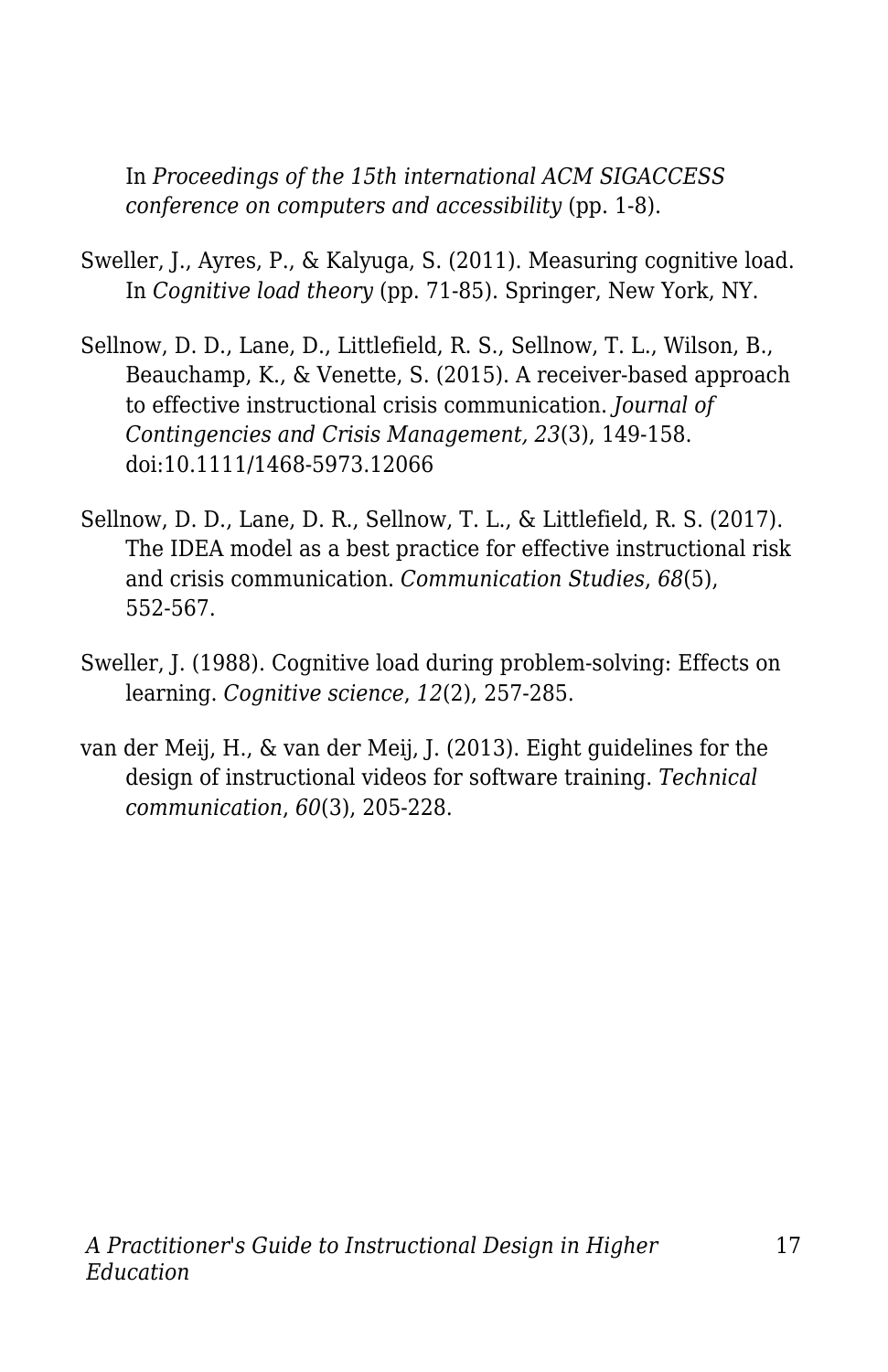In *Proceedings of the 15th international ACM SIGACCESS conference on computers and accessibility* (pp. 1-8).

Sweller, J., Ayres, P., & Kalyuga, S. (2011). Measuring cognitive load. In *Cognitive load theory* (pp. 71-85). Springer, New York, NY.

Sellnow, D. D., Lane, D., Littlefield, R. S., Sellnow, T. L., Wilson, B., Beauchamp, K., & Venette, S. (2015). A receiver-based approach to effective instructional crisis communication. *Journal of Contingencies and Crisis Management, 23*(3), 149-158. doi:10.1111/1468-5973.12066

Sellnow, D. D., Lane, D. R., Sellnow, T. L., & Littlefield, R. S. (2017). The IDEA model as a best practice for effective instructional risk and crisis communication. *Communication Studies*, *68*(5), 552-567.

Sweller, J. (1988). Cognitive load during problem-solving: Effects on learning. *Cognitive science*, *12*(2), 257-285.

van der Meij, H., & van der Meij, J. (2013). Eight guidelines for the design of instructional videos for software training. *Technical communication*, *60*(3), 205-228.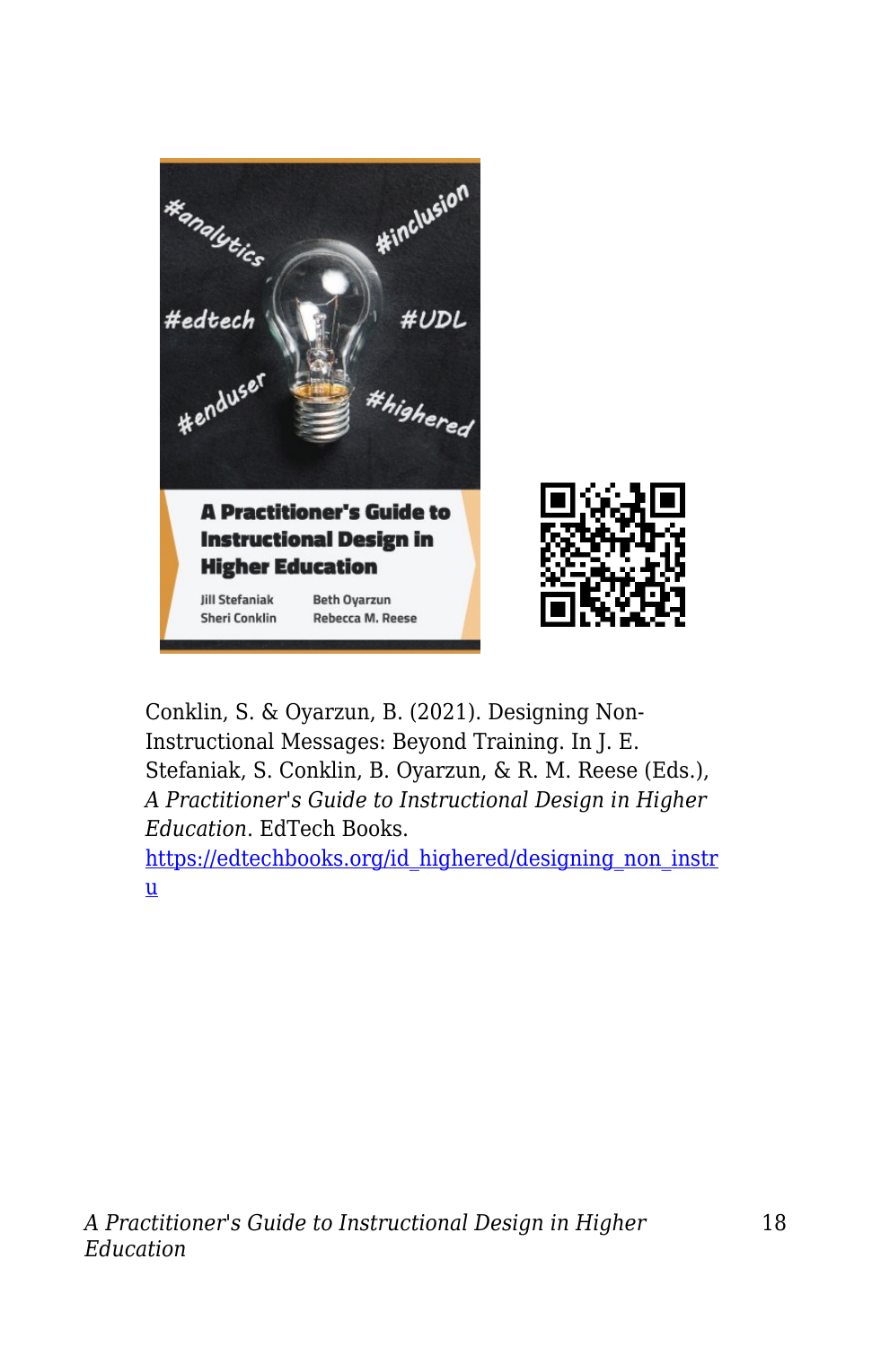Conklin, S. & Oyarzun, B. (2021). Designing Non-Instructional Messages: Beyond Training. In J. E. Stefaniak, S. Conklin, B. Oyarzun, & R. M. Reese (Eds.), *A Practitioner's Guide to Instructional Design in Higher Education*. EdTech Books. https://edtechbooks.org/id_highered/designing_non_instru